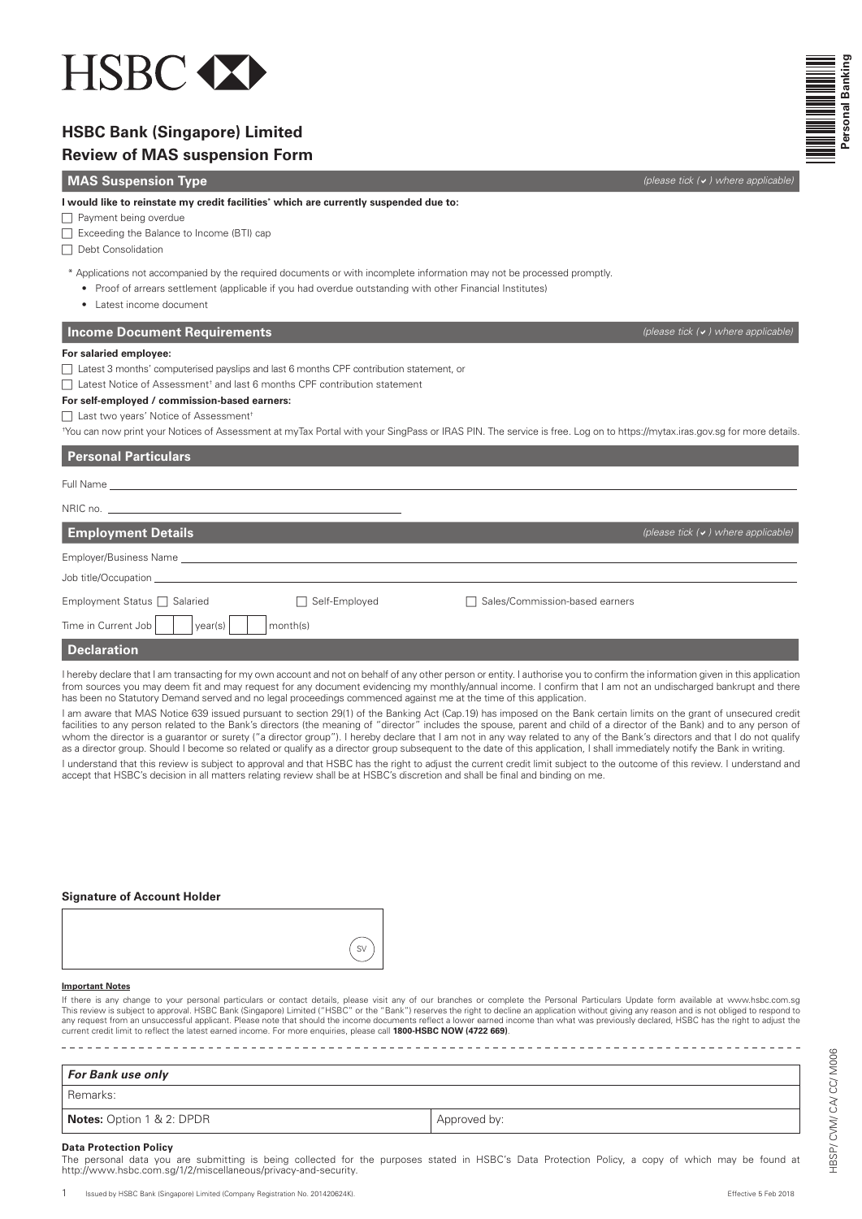# HSBC

## HSBC Bank (Singapore) Limited
## Review of MAS suspension Form

### MAS Suspension Type

*(please tick (✔) where applicable)*

**I would like to reinstate my credit facilities* which are currently suspended due to:**

- ☐ Payment being overdue
- ☐ Exceeding the Balance to Income (BTI) cap
- ☐ Debt Consolidation

\* Applications not accompanied by the required documents or with incomplete information may not be processed promptly.

- Proof of arrears settlement (applicable if you had overdue outstanding with other Financial Institutes)
- Latest income document

### Income Document Requirements

*(please tick (✔) where applicable)*

**For salaried employee:**

- ☐ Latest 3 months' computerised payslips and last 6 months CPF contribution statement, or
- ☐ Latest Notice of Assessment† and last 6 months CPF contribution statement

**For self-employed / commission-based earners:**

- ☐ Last two years' Notice of Assessment†

†You can now print your Notices of Assessment at myTax Portal with your SingPass or IRAS PIN. The service is free. Log on to https://mytax.iras.gov.sg for more details.

### Personal Particulars

Full Name ______________________________

NRIC no. ______________________________

### Employment Details

*(please tick (✔) where applicable)*

Employer/Business Name ______________________________

Job title/Occupation ______________________________

Employment Status ☐ Salaried ☐ Self-Employed ☐ Sales/Commission-based earners

Time in Current Job ☐☐ year(s) ☐☐ month(s)

### Declaration

I hereby declare that I am transacting for my own account and not on behalf of any other person or entity. I authorise you to confirm the information given in this application from sources you may deem fit and may request for any document evidencing my monthly/annual income. I confirm that I am not an undischarged bankrupt and there has been no Statutory Demand served and no legal proceedings commenced against me at the time of this application.

I am aware that MAS Notice 639 issued pursuant to section 29(1) of the Banking Act (Cap.19) has imposed on the Bank certain limits on the grant of unsecured credit facilities to any person related to the Bank's directors (the meaning of "director" includes the spouse, parent and child of a director of the Bank) and to any person of whom the director is a guarantor or surety ("a director group"). I hereby declare that I am not in any way related to any of the Bank's directors and that I do not qualify as a director group. Should I become so related or qualify as a director group subsequent to the date of this application, I shall immediately notify the Bank in writing.

I understand that this review is subject to approval and that HSBC has the right to adjust the current credit limit subject to the outcome of this review. I understand and accept that HSBC's decision in all matters relating review shall be at HSBC's discretion and shall be final and binding on me.

**Signature of Account Holder**

SV

**Important Notes**

If there is any change to your personal particulars or contact details, please visit any of our branches or complete the Personal Particulars Update form available at www.hsbc.com.sg
This review is subject to approval. HSBC Bank (Singapore) Limited ("HSBC" or the "Bank") reserves the right to decline an application without giving any reason and is not obliged to respond to any request from an unsuccessful applicant. Please note that should the income documents reflect a lower earned income than what was previously declared, HSBC has the right to adjust the current credit limit to reflect the latest earned income. For more enquiries, please call **1800-HSBC NOW (4722 669)**.

| ***For Bank use only*** | |
|---|---|
| Remarks: | |
| **Notes:** Option 1 & 2: DPDR | Approved by: |

**Data Protection Policy**

The personal data you are submitting is being collected for the purposes stated in HSBC's Data Protection Policy, a copy of which may be found at http://www.hsbc.com.sg/1/2/miscellaneous/privacy-and-security.

Issued by HSBC Bank (Singapore) Limited (Company Registration No. 201420624K). Effective 5 Feb 2018

HBSP/ CVM/ CA/ CC/ M006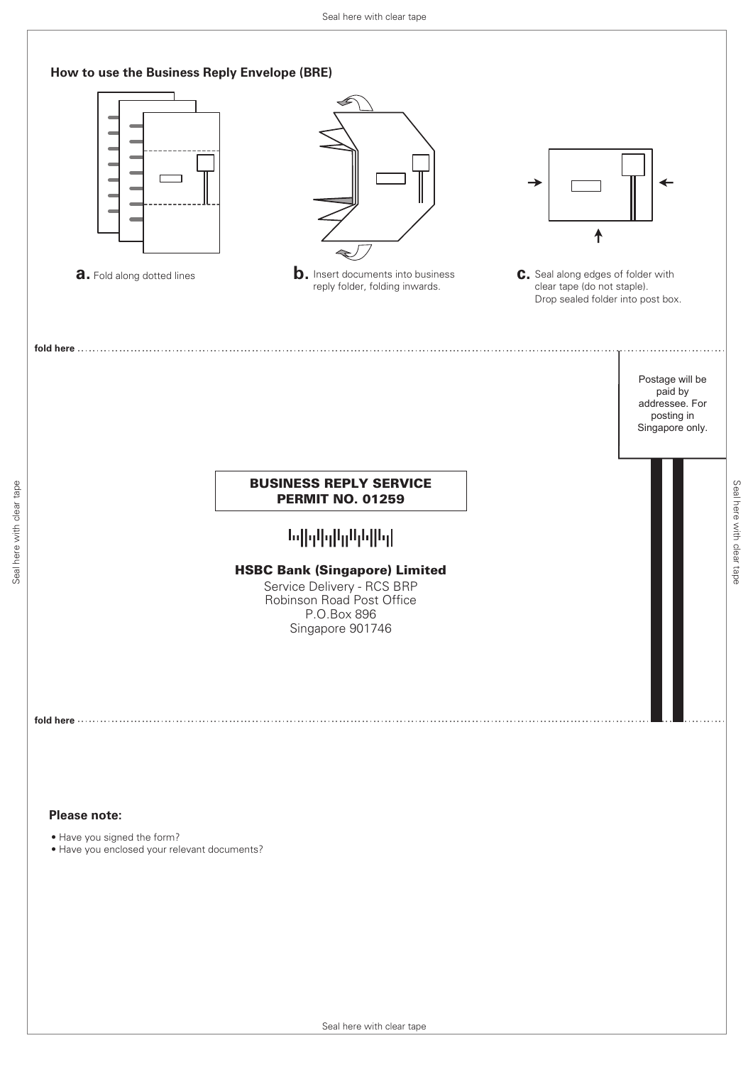Seal here with clear tape

## How to use the Business Reply Envelope (BRE)

**a.** Fold along dotted lines

**b.** Insert documents into business reply folder, folding inwards.

**c.** Seal along edges of folder with clear tape (do not staple). Drop sealed folder into post box.

**fold here**

Postage will be paid by addressee. For posting in Singapore only.

**BUSINESS REPLY SERVICE**
**PERMIT NO. 01259**

**HSBC Bank (Singapore) Limited**
Service Delivery - RCS BRP
Robinson Road Post Office
P.O.Box 896
Singapore 901746

**fold here**

Seal here with clear tape

Seal here with clear tape

### Please note:

- Have you signed the form?
- Have you enclosed your relevant documents?

Seal here with clear tape